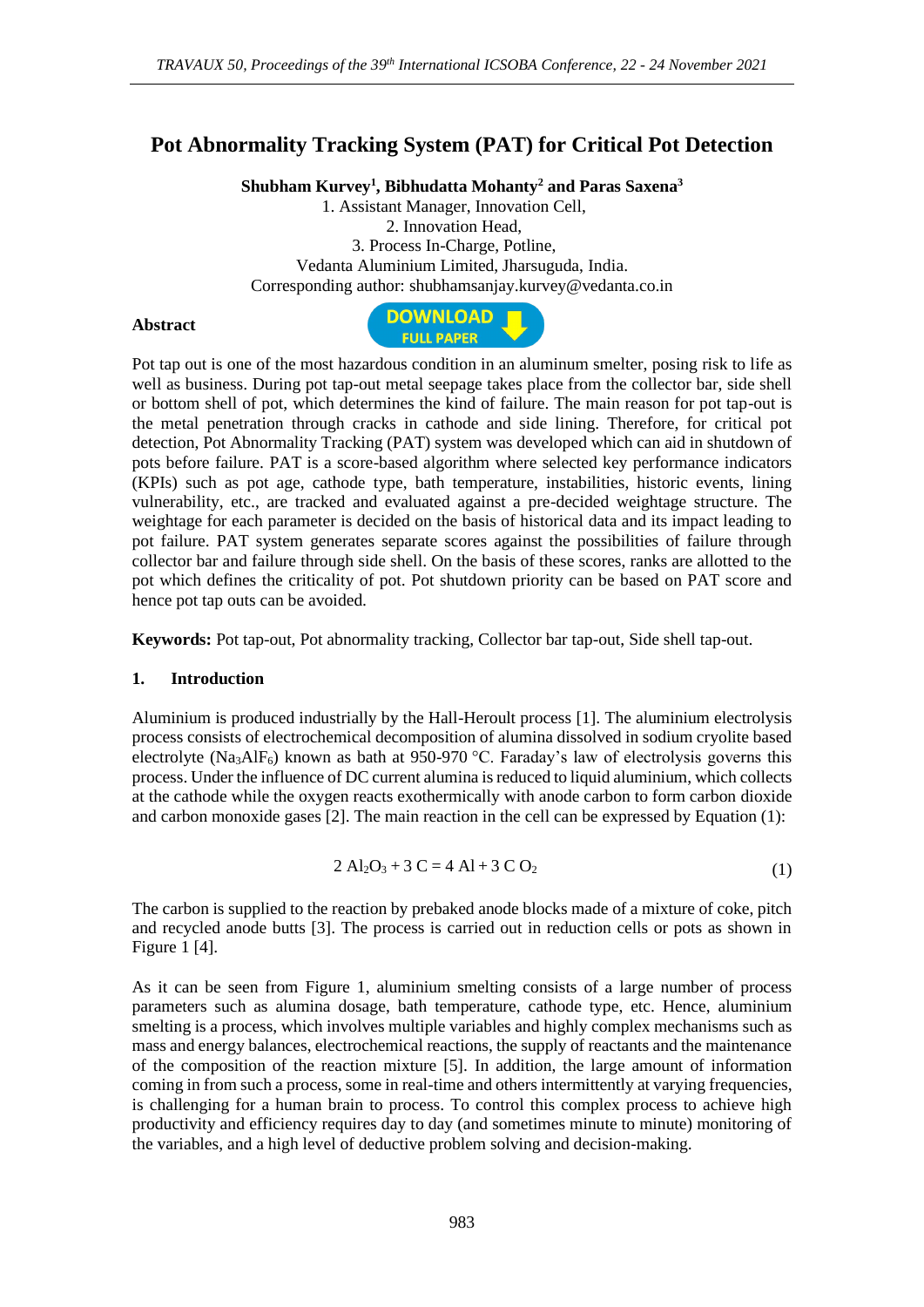# Pot Abnormality Tracking System (PAT) for Critical Pot Detection

**Shubham Kurvey[1], Bibhudatta Mohanty[2] and Paras Saxena[3]**

1. Assistant Manager, Innovation Cell,
2. Innovation Head,
3. Process In-Charge, Potline,

Vedanta Aluminium Limited, Jharsuguda, India.
Corresponding author: shubhamsanjay.kurvey@vedanta.co.in

## Abstract

Pot tap out is one of the most hazardous condition in an aluminum smelter, posing risk to life as well as business. During pot tap-out metal seepage takes place from the collector bar, side shell or bottom shell of pot, which determines the kind of failure. The main reason for pot tap-out is the metal penetration through cracks in cathode and side lining. Therefore, for critical pot detection, Pot Abnormality Tracking (PAT) system was developed which can aid in shutdown of pots before failure. PAT is a score-based algorithm where selected key performance indicators (KPIs) such as pot age, cathode type, bath temperature, instabilities, historic events, lining vulnerability, etc., are tracked and evaluated against a pre-decided weightage structure. The weightage for each parameter is decided on the basis of historical data and its impact leading to pot failure. PAT system generates separate scores against the possibilities of failure through collector bar and failure through side shell. On the basis of these scores, ranks are allotted to the pot which defines the criticality of pot. Pot shutdown priority can be based on PAT score and hence pot tap outs can be avoided.

**Keywords:** Pot tap-out, Pot abnormality tracking, Collector bar tap-out, Side shell tap-out.

## 1. Introduction

Aluminium is produced industrially by the Hall-Heroult process [1]. The aluminium electrolysis process consists of electrochemical decomposition of alumina dissolved in sodium cryolite based electrolyte ($Na_3AlF_6$) known as bath at 950-970 °C. Faraday's law of electrolysis governs this process. Under the influence of DC current alumina is reduced to liquid aluminium, which collects at the cathode while the oxygen reacts exothermically with anode carbon to form carbon dioxide and carbon monoxide gases [2]. The main reaction in the cell can be expressed by Equation (1):

$$2\ Al_2O_3 + 3\ C = 4\ Al + 3\ CO_2 \tag{1}$$

The carbon is supplied to the reaction by prebaked anode blocks made of a mixture of coke, pitch and recycled anode butts [3]. The process is carried out in reduction cells or pots as shown in Figure 1 [4].

As it can be seen from Figure 1, aluminium smelting consists of a large number of process parameters such as alumina dosage, bath temperature, cathode type, etc. Hence, aluminium smelting is a process, which involves multiple variables and highly complex mechanisms such as mass and energy balances, electrochemical reactions, the supply of reactants and the maintenance of the composition of the reaction mixture [5]. In addition, the large amount of information coming in from such a process, some in real-time and others intermittently at varying frequencies, is challenging for a human brain to process. To control this complex process to achieve high productivity and efficiency requires day to day (and sometimes minute to minute) monitoring of the variables, and a high level of deductive problem solving and decision-making.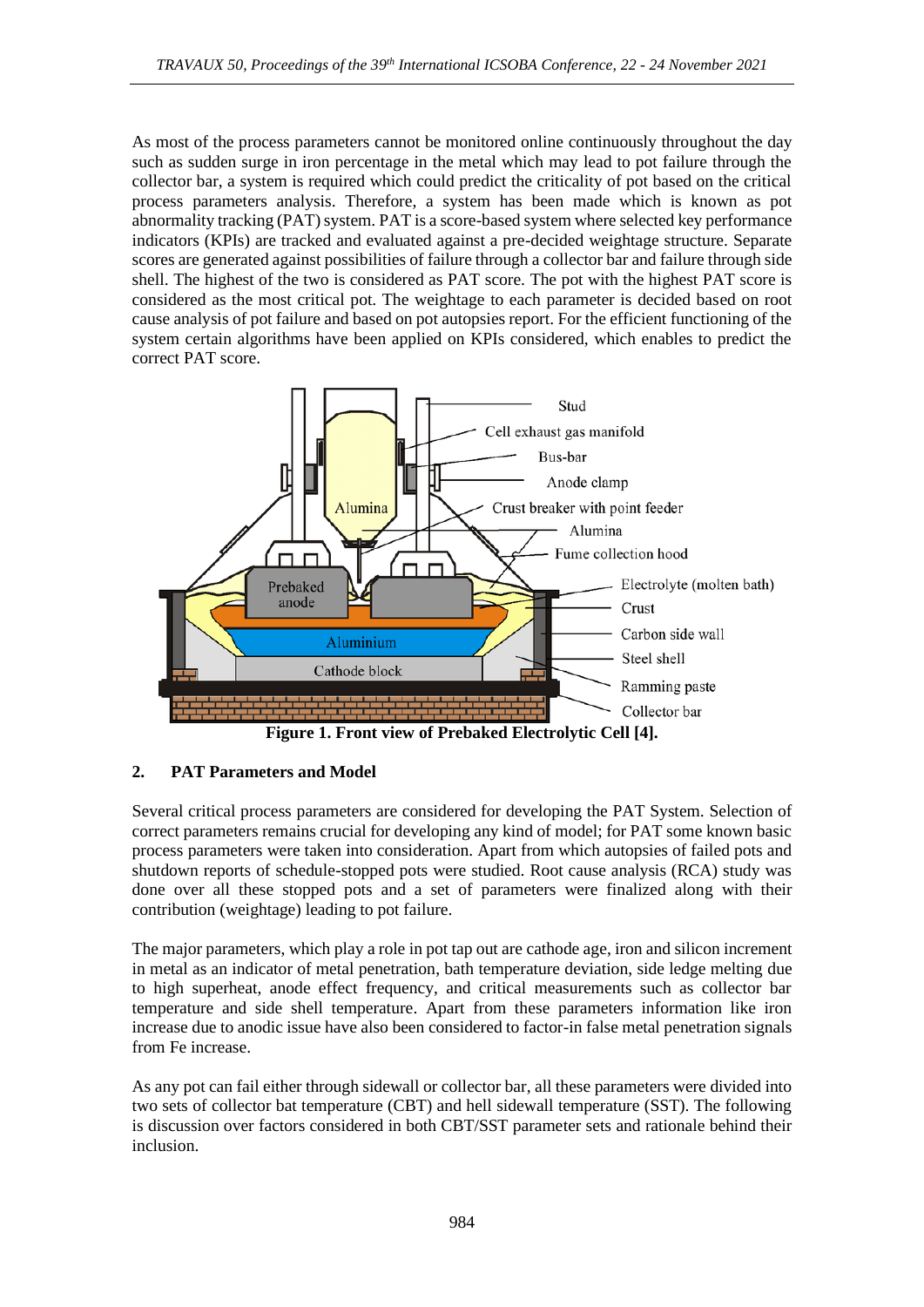As most of the process parameters cannot be monitored online continuously throughout the day such as sudden surge in iron percentage in the metal which may lead to pot failure through the collector bar, a system is required which could predict the criticality of pot based on the critical process parameters analysis. Therefore, a system has been made which is known as pot abnormality tracking (PAT) system. PAT is a score-based system where selected key performance indicators (KPIs) are tracked and evaluated against a pre-decided weightage structure. Separate scores are generated against possibilities of failure through a collector bar and failure through side shell. The highest of the two is considered as PAT score. The pot with the highest PAT score is considered as the most critical pot. The weightage to each parameter is decided based on root cause analysis of pot failure and based on pot autopsies report. For the efficient functioning of the system certain algorithms have been applied on KPIs considered, which enables to predict the correct PAT score.

**Figure 1. Front view of Prebaked Electrolytic Cell [4].**

## 2. PAT Parameters and Model

Several critical process parameters are considered for developing the PAT System. Selection of correct parameters remains crucial for developing any kind of model; for PAT some known basic process parameters were taken into consideration. Apart from which autopsies of failed pots and shutdown reports of schedule-stopped pots were studied. Root cause analysis (RCA) study was done over all these stopped pots and a set of parameters were finalized along with their contribution (weightage) leading to pot failure.

The major parameters, which play a role in pot tap out are cathode age, iron and silicon increment in metal as an indicator of metal penetration, bath temperature deviation, side ledge melting due to high superheat, anode effect frequency, and critical measurements such as collector bar temperature and side shell temperature. Apart from these parameters information like iron increase due to anodic issue have also been considered to factor-in false metal penetration signals from Fe increase.

As any pot can fail either through sidewall or collector bar, all these parameters were divided into two sets of collector bat temperature (CBT) and hell sidewall temperature (SST). The following is discussion over factors considered in both CBT/SST parameter sets and rationale behind their inclusion.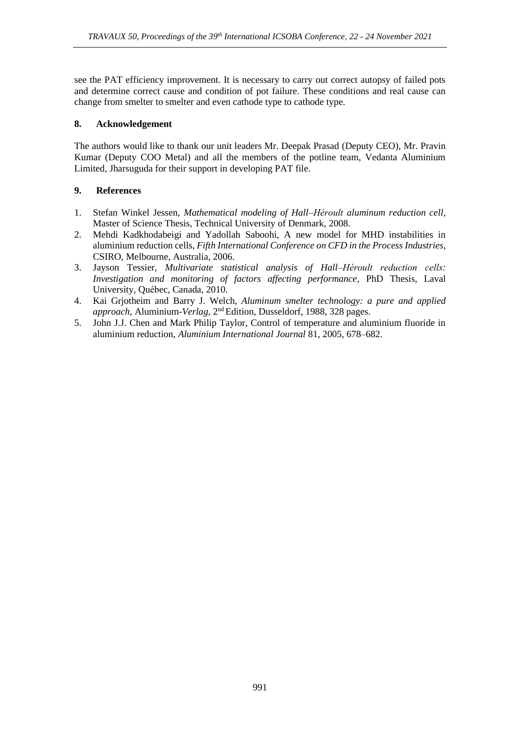see the PAT efficiency improvement. It is necessary to carry out correct autopsy of failed pots and determine correct cause and condition of pot failure. These conditions and real cause can change from smelter to smelter and even cathode type to cathode type.

## 8. Acknowledgement

The authors would like to thank our unit leaders Mr. Deepak Prasad (Deputy CEO), Mr. Pravin Kumar (Deputy COO Metal) and all the members of the potline team, Vedanta Aluminium Limited, Jharsuguda for their support in developing PAT file.

## 9. References

1. Stefan Winkel Jessen, *Mathematical modeling of Hall–Héroult aluminum reduction cell*, Master of Science Thesis, Technical University of Denmark, 2008.
2. Mehdi Kadkhodabeigi and Yadollah Saboohi, A new model for MHD instabilities in aluminium reduction cells, *Fifth International Conference on CFD in the Process Industries*, CSIRO, Melbourne, Australia, 2006.
3. Jayson Tessier, *Multivariate statistical analysis of Hall–Héroult reduction cells: Investigation and monitoring of factors affecting performance*, PhD Thesis, Laval University, Québec, Canada, 2010.
4. Kai Grjotheim and Barry J. Welch, *Aluminum smelter technology: a pure and applied approach*, Aluminium-*Verlag*, 2nd Edition, Dusseldorf, 1988, 328 pages.
5. John J.J. Chen and Mark Philip Taylor, Control of temperature and aluminium fluoride in aluminium reduction, *Aluminium International Journal* 81, 2005, 678–682.